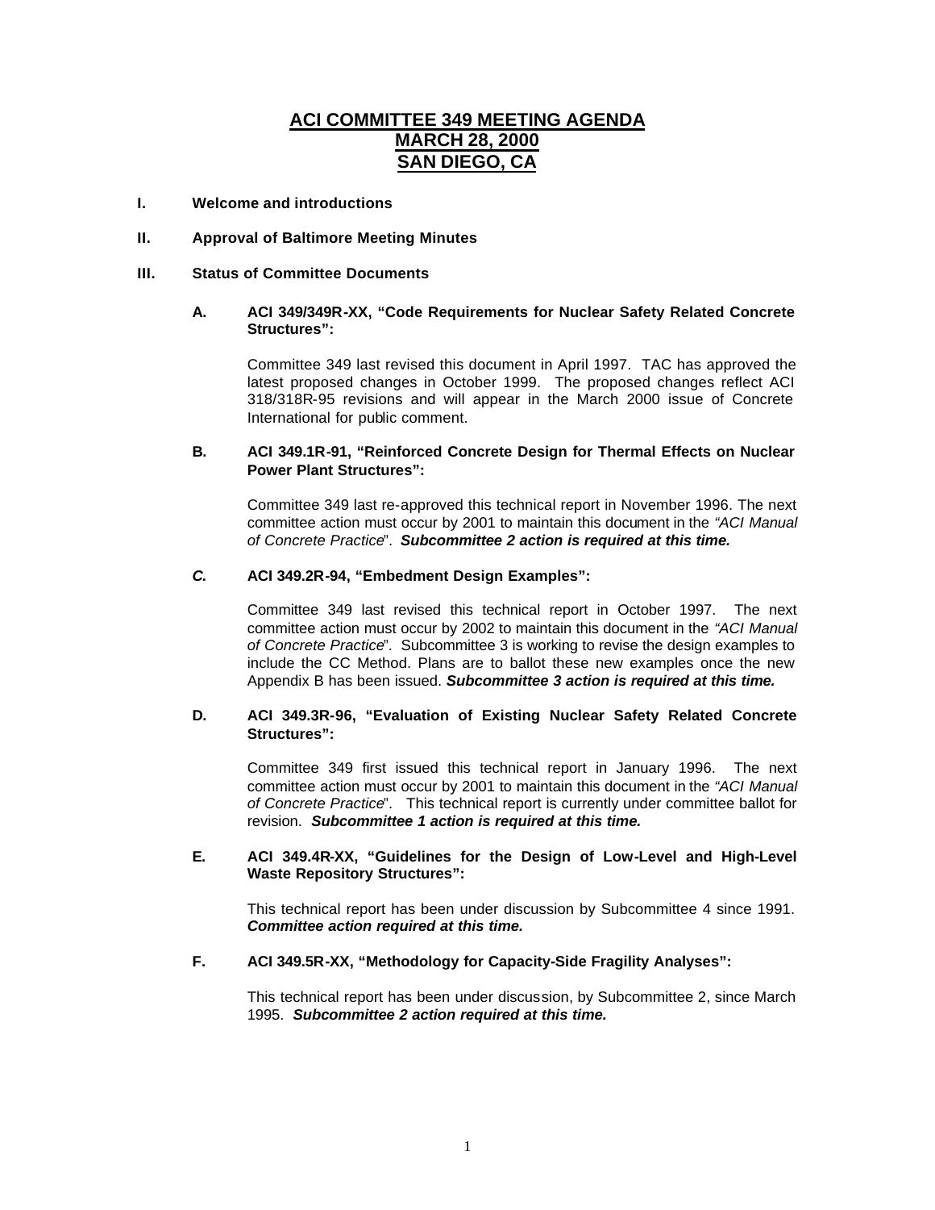# ACI COMMITTEE 349 MEETING AGENDA
# MARCH 28, 2000
# SAN DIEGO, CA

**I. Welcome and introductions**

**II. Approval of Baltimore Meeting Minutes**

**III. Status of Committee Documents**

**A. ACI 349/349R-XX, "Code Requirements for Nuclear Safety Related Concrete Structures":**

Committee 349 last revised this document in April 1997. TAC has approved the latest proposed changes in October 1999. The proposed changes reflect ACI 318/318R-95 revisions and will appear in the March 2000 issue of Concrete International for public comment.

**B. ACI 349.1R-91, "Reinforced Concrete Design for Thermal Effects on Nuclear Power Plant Structures":**

Committee 349 last re-approved this technical report in November 1996. The next committee action must occur by 2001 to maintain this document in the *"ACI Manual of Concrete Practice*". ***Subcommittee 2 action is required at this time.***

***C.*** **ACI 349.2R-94, "Embedment Design Examples":**

Committee 349 last revised this technical report in October 1997. The next committee action must occur by 2002 to maintain this document in the *"ACI Manual of Concrete Practice*". Subcommittee 3 is working to revise the design examples to include the CC Method. Plans are to ballot these new examples once the new Appendix B has been issued. ***Subcommittee 3 action is required at this time.***

**D. ACI 349.3R-96, "Evaluation of Existing Nuclear Safety Related Concrete Structures":**

Committee 349 first issued this technical report in January 1996. The next committee action must occur by 2001 to maintain this document in the *"ACI Manual of Concrete Practice*". This technical report is currently under committee ballot for revision. ***Subcommittee 1 action is required at this time.***

**E. ACI 349.4R-XX, "Guidelines for the Design of Low-Level and High-Level Waste Repository Structures":**

This technical report has been under discussion by Subcommittee 4 since 1991. ***Committee action required at this time.***

**F. ACI 349.5R-XX, "Methodology for Capacity-Side Fragility Analyses":**

This technical report has been under discussion, by Subcommittee 2, since March 1995. ***Subcommittee 2 action required at this time.***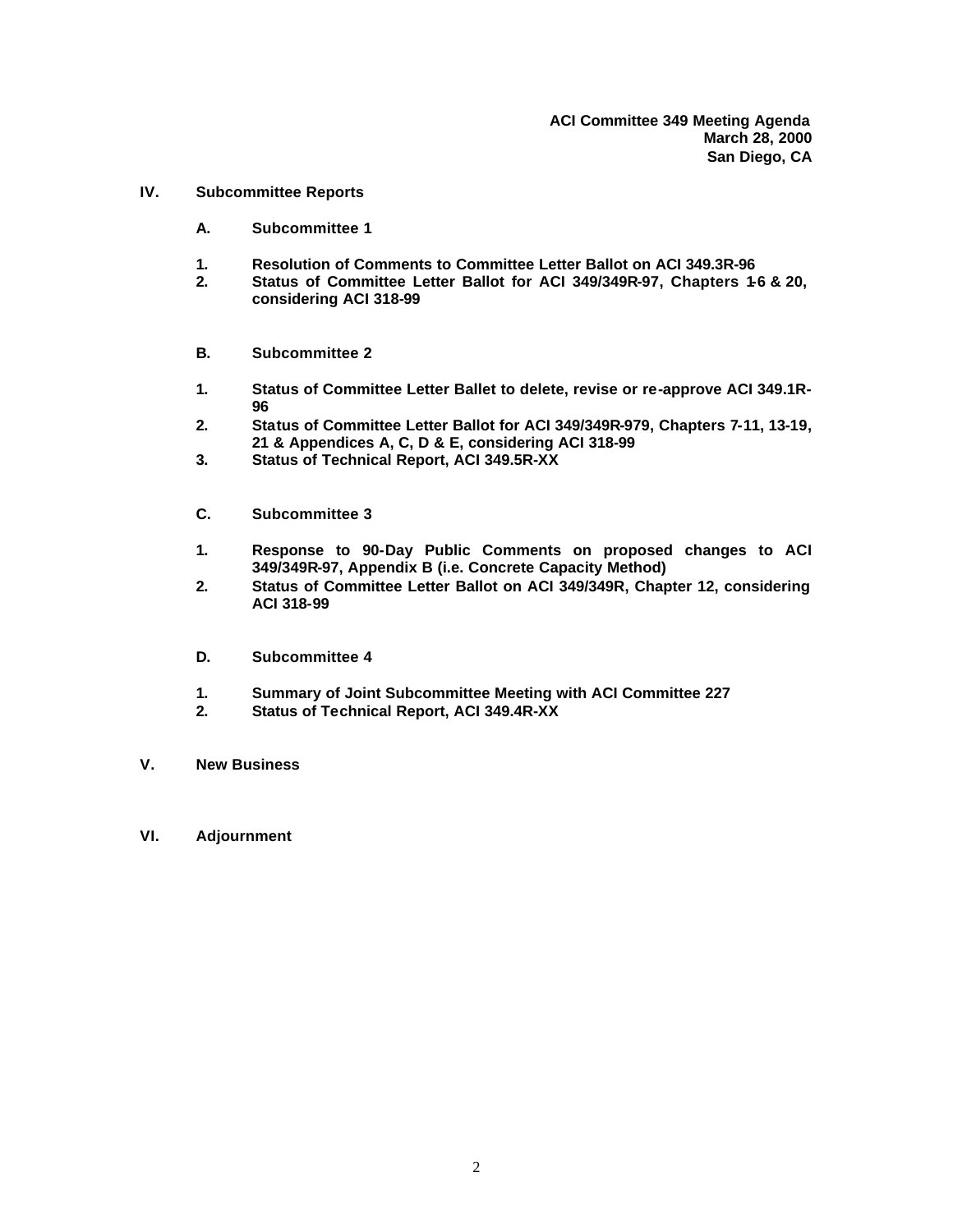**ACI Committee 349 Meeting Agenda**
**March 28, 2000**
**San Diego, CA**

**IV. Subcommittee Reports**

**A. Subcommittee 1**

1. **Resolution of Comments to Committee Letter Ballot on ACI 349.3R-96**
2. **Status of Committee Letter Ballot for ACI 349/349R-97, Chapters 1-6 & 20, considering ACI 318-99**

**B. Subcommittee 2**

1. **Status of Committee Letter Ballet to delete, revise or re-approve ACI 349.1R-96**
2. **Status of Committee Letter Ballot for ACI 349/349R-979, Chapters 7-11, 13-19, 21 & Appendices A, C, D & E, considering ACI 318-99**
3. **Status of Technical Report, ACI 349.5R-XX**

**C. Subcommittee 3**

1. **Response to 90-Day Public Comments on proposed changes to ACI 349/349R-97, Appendix B (i.e. Concrete Capacity Method)**
2. **Status of Committee Letter Ballot on ACI 349/349R, Chapter 12, considering ACI 318-99**

**D. Subcommittee 4**

1. **Summary of Joint Subcommittee Meeting with ACI Committee 227**
2. **Status of Technical Report, ACI 349.4R-XX**

**V. New Business**

**VI. Adjournment**